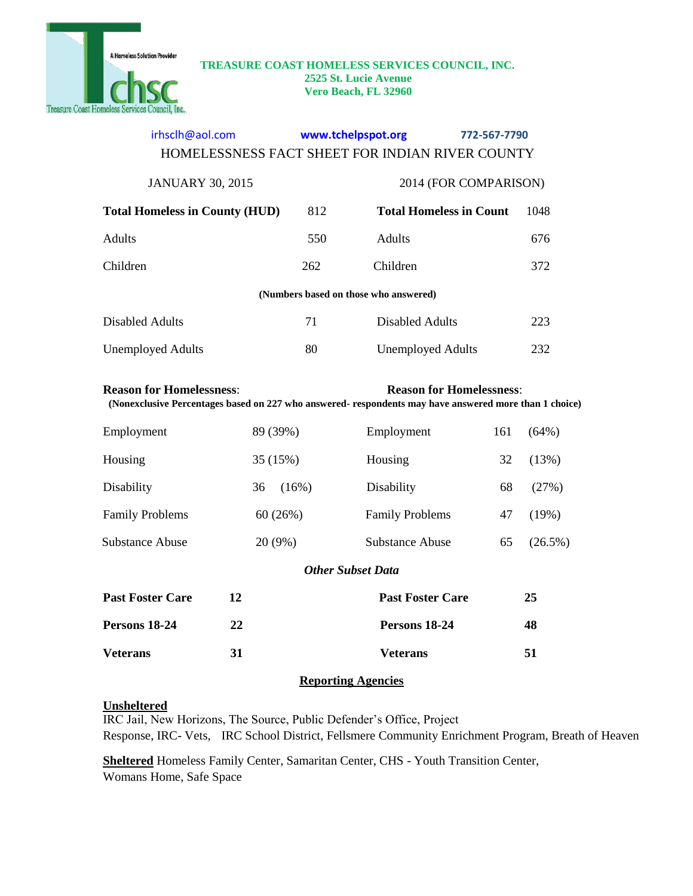A Homeless Solution Provider

Treasure Coast Homeless Services Council, Inc.

**TREASURE COAST HOMELESS SERVICES COUNCIL, INC.**
**2525 St. Lucie Avenue**
**Vero Beach, FL 32960**

irhsclh@aol.com **www.tchelpspot.org** **772-567-7790**

# HOMELESSNESS FACT SHEET FOR INDIAN RIVER COUNTY

| JANUARY 30, 2015 | | 2014 (FOR COMPARISON) | |
|---|---|---|---|
| **Total Homeless in County (HUD)** | 812 | **Total Homeless in Count** | 1048 |
| Adults | 550 | Adults | 676 |
| Children | 262 | Children | 372 |

**(Numbers based on those who answered)**

| | | | |
|---|---|---|---|
| Disabled Adults | 71 | Disabled Adults | 223 |
| Unemployed Adults | 80 | Unemployed Adults | 232 |

**Reason for Homelessness**: **Reason for Homelessness**:
**(Nonexclusive Percentages based on 227 who answered- respondents may have answered more than 1 choice)**

| | | | | |
|---|---|---|---|---|
| Employment | 89 (39%) | Employment | 161 | (64%) |
| Housing | 35 (15%) | Housing | 32 | (13%) |
| Disability | 36 (16%) | Disability | 68 | (27%) |
| Family Problems | 60 (26%) | Family Problems | 47 | (19%) |
| Substance Abuse | 20 (9%) | Substance Abuse | 65 | (26.5%) |

***Other Subset Data***

| | | | |
|---|---|---|---|
| **Past Foster Care** | **12** | **Past Foster Care** | **25** |
| **Persons 18-24** | **22** | **Persons 18-24** | **48** |
| **Veterans** | **31** | **Veterans** | **51** |

## Reporting Agencies

**Unsheltered**
IRC Jail, New Horizons, The Source, Public Defender's Office, Project Response, IRC- Vets, IRC School District, Fellsmere Community Enrichment Program, Breath of Heaven

**Sheltered** Homeless Family Center, Samaritan Center, CHS - Youth Transition Center, Womans Home, Safe Space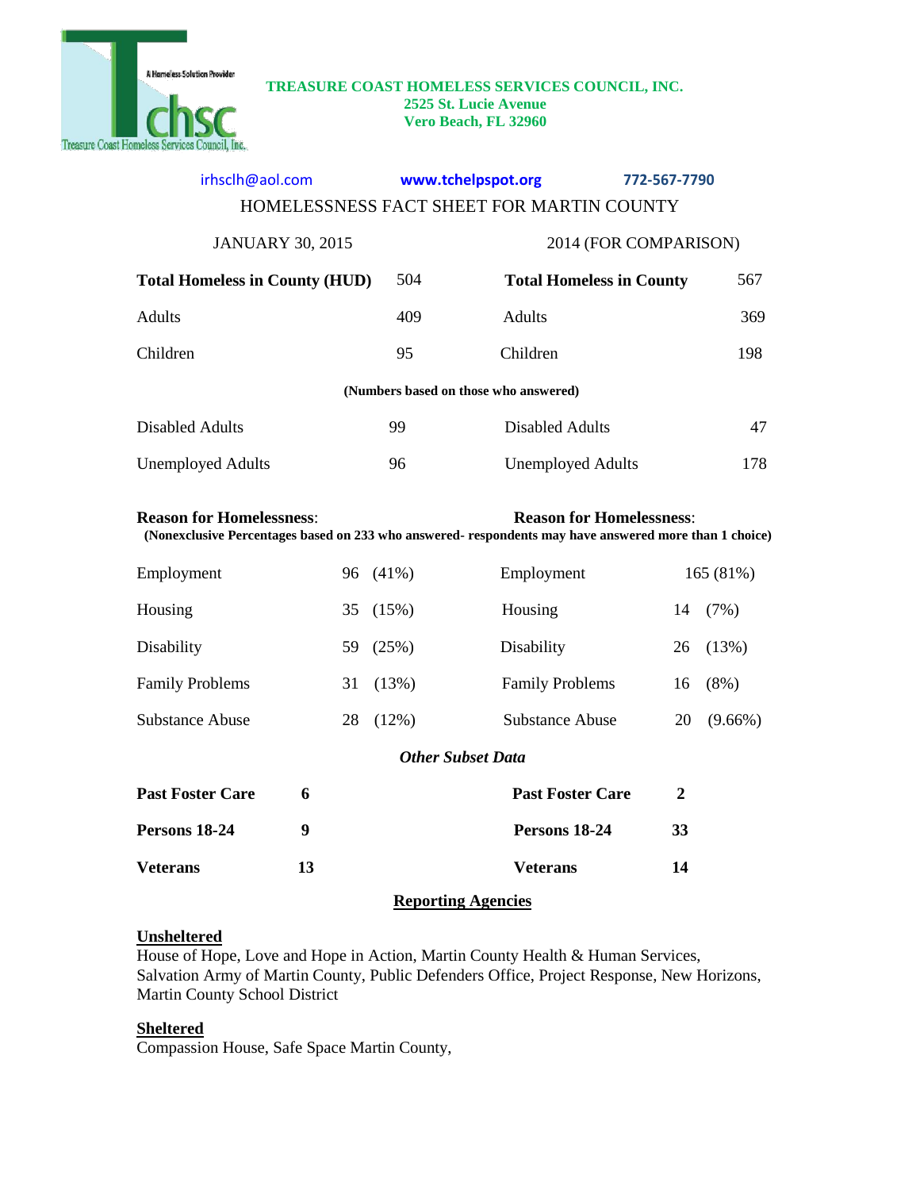**TREASURE COAST HOMELESS SERVICES COUNCIL, INC.**
**2525 St. Lucie Avenue**
**Vero Beach, FL 32960**

irhsclh@aol.com **www.tchelpspot.org** **772-567-7790**

# HOMELESSNESS FACT SHEET FOR MARTIN COUNTY

| JANUARY 30, 2015 | | 2014 (FOR COMPARISON) | |
|---|---|---|---|
| **Total Homeless in County (HUD)** | 504 | **Total Homeless in County** | 567 |
| Adults | 409 | Adults | 369 |
| Children | 95 | Children | 198 |

**(Numbers based on those who answered)**

| | | | |
|---|---|---|---|
| Disabled Adults | 99 | Disabled Adults | 47 |
| Unemployed Adults | 96 | Unemployed Adults | 178 |

**Reason for Homelessness**: **Reason for Homelessness**:
**(Nonexclusive Percentages based on 233 who answered- respondents may have answered more than 1 choice)**

| | | | |
|---|---|---|---|
| Employment | 96 (41%) | Employment | 165 (81%) |
| Housing | 35 (15%) | Housing | 14 (7%) |
| Disability | 59 (25%) | Disability | 26 (13%) |
| Family Problems | 31 (13%) | Family Problems | 16 (8%) |
| Substance Abuse | 28 (12%) | Substance Abuse | 20 (9.66%) |

***Other Subset Data***

| | | | |
|---|---|---|---|
| **Past Foster Care** | **6** | **Past Foster Care** | **2** |
| **Persons 18-24** | **9** | **Persons 18-24** | **33** |
| **Veterans** | **13** | **Veterans** | **14** |

**Reporting Agencies**

**Unsheltered**
House of Hope, Love and Hope in Action, Martin County Health & Human Services, Salvation Army of Martin County, Public Defenders Office, Project Response, New Horizons, Martin County School District

**Sheltered**
Compassion House, Safe Space Martin County,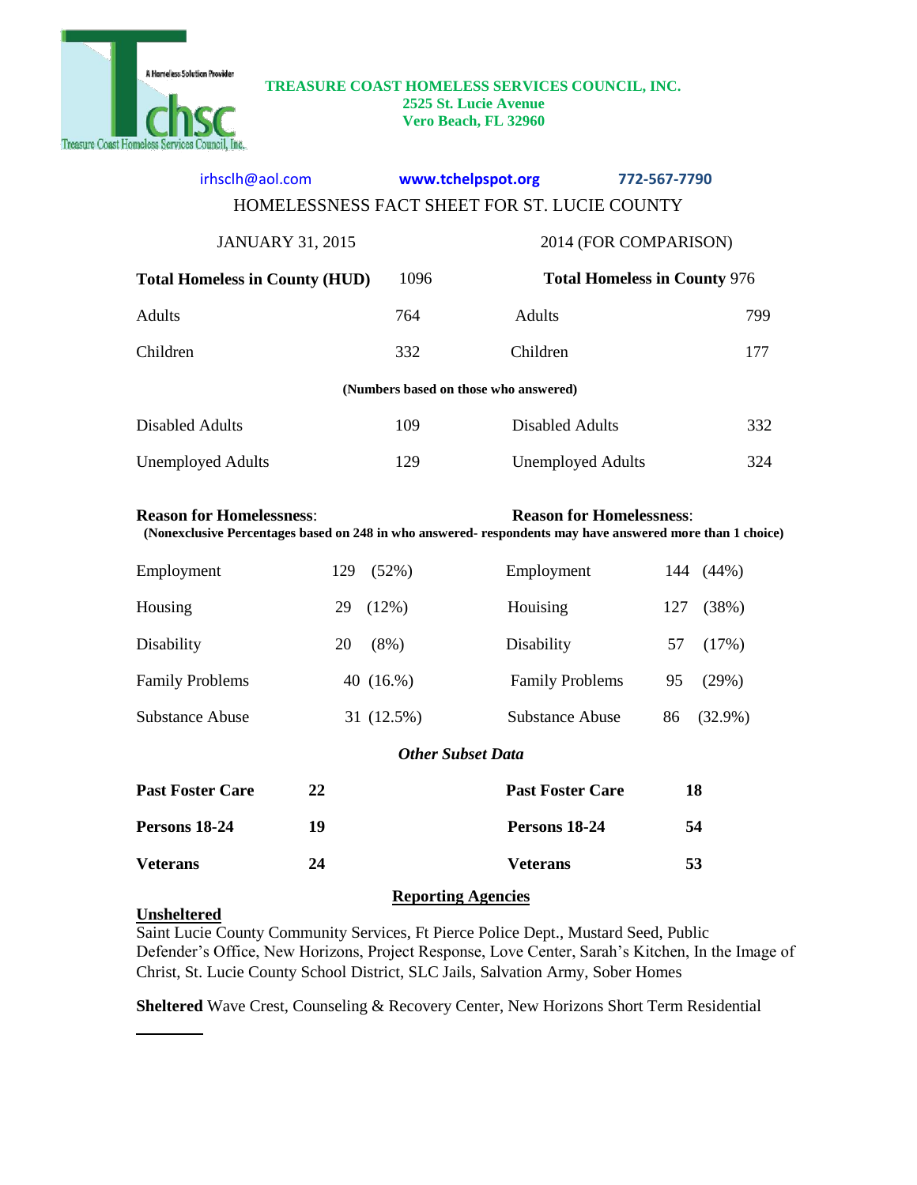A Homeless Solution Provider

tchsc

Treasure Coast Homeless Services Council, Inc.

**TREASURE COAST HOMELESS SERVICES COUNCIL, INC.**
**2525 St. Lucie Avenue**
**Vero Beach, FL 32960**

irhsclh@aol.com **www.tchelpspot.org** **772-567-7790**

# HOMELESSNESS FACT SHEET FOR ST. LUCIE COUNTY

| JANUARY 31, 2015 | | 2014 (FOR COMPARISON) | |
|---|---|---|---|
| **Total Homeless in County (HUD)** | 1096 | **Total Homeless in County** | 976 |
| Adults | 764 | Adults | 799 |
| Children | 332 | Children | 177 |

**(Numbers based on those who answered)**

| | | | |
|---|---|---|---|
| Disabled Adults | 109 | Disabled Adults | 332 |
| Unemployed Adults | 129 | Unemployed Adults | 324 |

**Reason for Homelessness**: **Reason for Homelessness**:
**(Nonexclusive Percentages based on 248 in who answered- respondents may have answered more than 1 choice)**

| | | | |
|---|---|---|---|
| Employment | 129 (52%) | Employment | 144 (44%) |
| Housing | 29 (12%) | Houiseing | 127 (38%) |
| Disability | 20 (8%) | Disability | 57 (17%) |
| Family Problems | 40 (16.%) | Family Problems | 95 (29%) |
| Substance Abuse | 31 (12.5%) | Substance Abuse | 86 (32.9%) |

***Other Subset Data***

| | | | |
|---|---|---|---|
| **Past Foster Care** | **22** | **Past Foster Care** | **18** |
| **Persons 18-24** | **19** | **Persons 18-24** | **54** |
| **Veterans** | **24** | **Veterans** | **53** |

**Reporting Agencies**

**Unsheltered**
Saint Lucie County Community Services, Ft Pierce Police Dept., Mustard Seed, Public Defender's Office, New Horizons, Project Response, Love Center, Sarah's Kitchen, In the Image of Christ, St. Lucie County School District, SLC Jails, Salvation Army, Sober Homes

**Sheltered** Wave Crest, Counseling & Recovery Center, New Horizons Short Term Residential